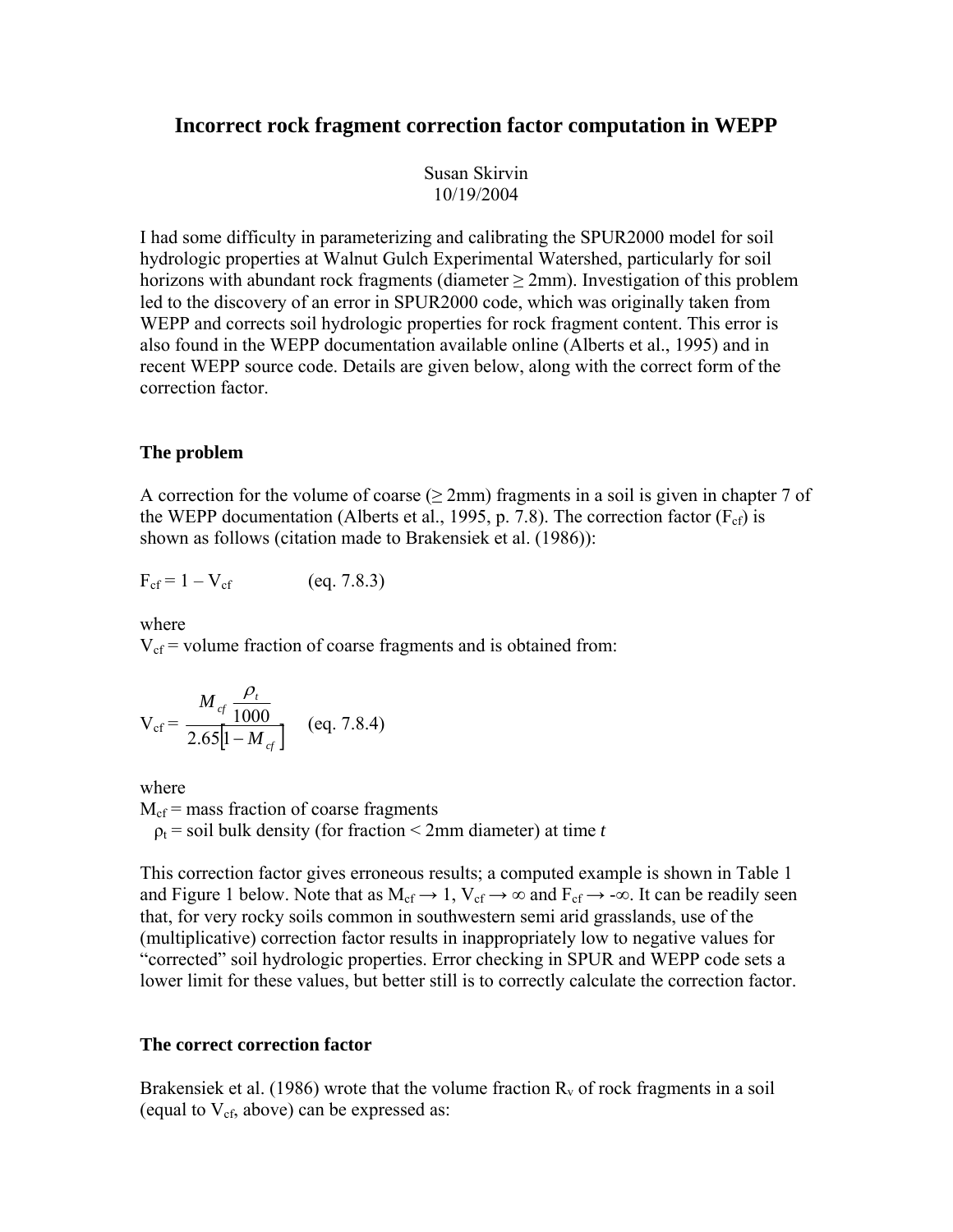# Incorrect rock fragment correction factor computation in WEPP

Susan Skirvin
10/19/2004

I had some difficulty in parameterizing and calibrating the SPUR2000 model for soil hydrologic properties at Walnut Gulch Experimental Watershed, particularly for soil horizons with abundant rock fragments (diameter ≥ 2mm). Investigation of this problem led to the discovery of an error in SPUR2000 code, which was originally taken from WEPP and corrects soil hydrologic properties for rock fragment content. This error is also found in the WEPP documentation available online (Alberts et al., 1995) and in recent WEPP source code. Details are given below, along with the correct form of the correction factor.

### The problem

A correction for the volume of coarse (≥ 2mm) fragments in a soil is given in chapter 7 of the WEPP documentation (Alberts et al., 1995, p. 7.8). The correction factor ($F_{cf}$) is shown as follows (citation made to Brakensiek et al. (1986)):

$$F_{cf} = 1 - V_{cf} \qquad \text{(eq. 7.8.3)}$$

where
$V_{cf}$ = volume fraction of coarse fragments and is obtained from:

$$V_{cf} = \frac{M_{cf} \frac{\rho_t}{1000}}{2.65\left[1 - M_{cf}\right]} \qquad \text{(eq. 7.8.4)}$$

where
$M_{cf}$ = mass fraction of coarse fragments
$\rho_t$ = soil bulk density (for fraction < 2mm diameter) at time *t*

This correction factor gives erroneous results; a computed example is shown in Table 1 and Figure 1 below. Note that as $M_{cf} \rightarrow 1$, $V_{cf} \rightarrow \infty$ and $F_{cf} \rightarrow -\infty$. It can be readily seen that, for very rocky soils common in southwestern semi arid grasslands, use of the (multiplicative) correction factor results in inappropriately low to negative values for "corrected" soil hydrologic properties. Error checking in SPUR and WEPP code sets a lower limit for these values, but better still is to correctly calculate the correction factor.

### The correct correction factor

Brakensiek et al. (1986) wrote that the volume fraction $R_v$ of rock fragments in a soil (equal to $V_{cf}$, above) can be expressed as: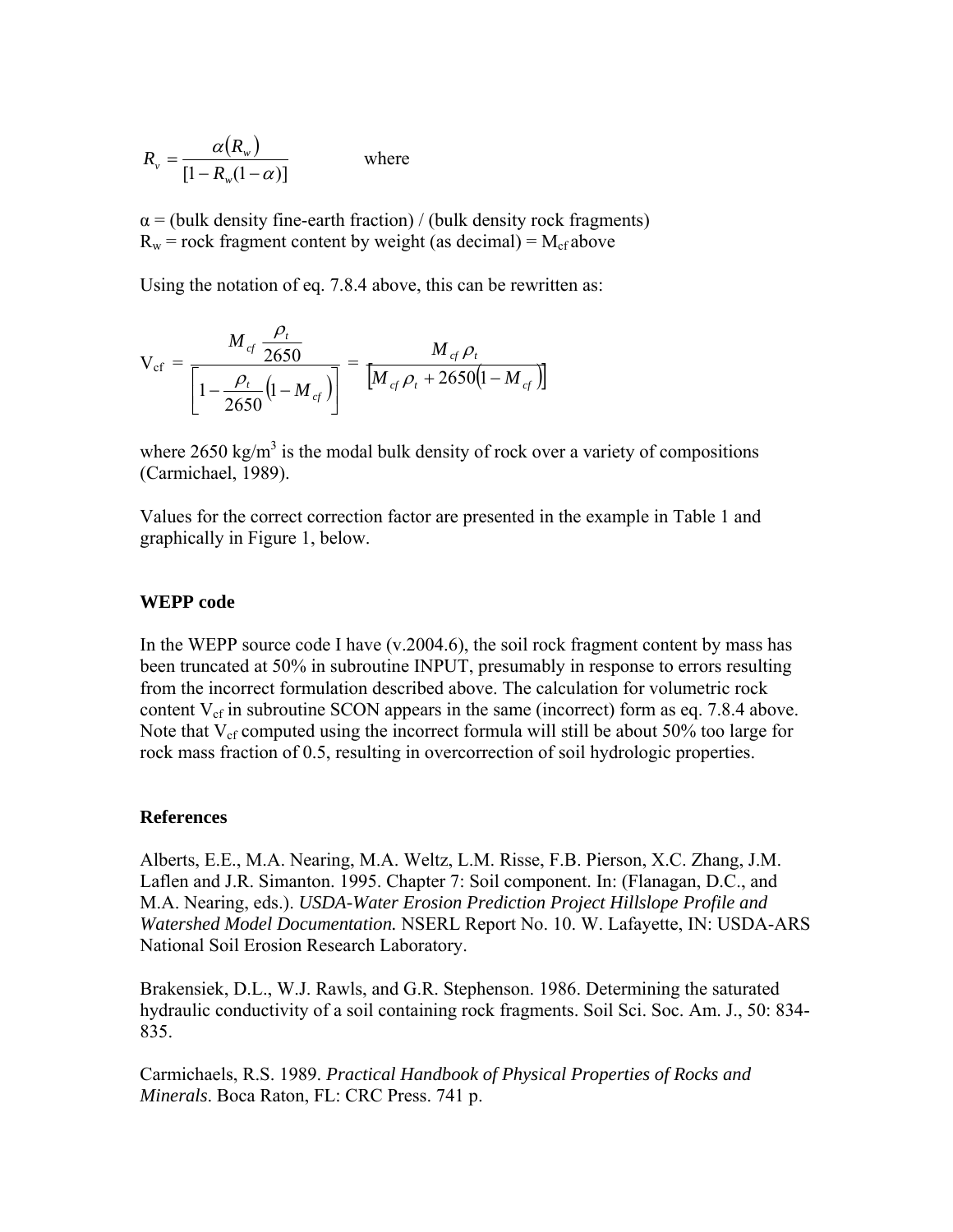$$R_v = \frac{\alpha(R_w)}{[1 - R_w(1-\alpha)]}$$ where

α = (bulk density fine-earth fraction) / (bulk density rock fragments)
$R_w$ = rock fragment content by weight (as decimal) = $M_{cf}$ above

Using the notation of eq. 7.8.4 above, this can be rewritten as:

$$V_{cf} = \frac{M_{cf} \dfrac{\rho_t}{2650}}{\left[1 - \dfrac{\rho_t}{2650}\left(1 - M_{cf}\right)\right]} = \frac{M_{cf}\,\rho_t}{\left[M_{cf}\,\rho_t + 2650\left(1 - M_{cf}\right)\right]}$$

where 2650 kg/m$^3$ is the modal bulk density of rock over a variety of compositions (Carmichael, 1989).

Values for the correct correction factor are presented in the example in Table 1 and graphically in Figure 1, below.

### WEPP code

In the WEPP source code I have (v.2004.6), the soil rock fragment content by mass has been truncated at 50% in subroutine INPUT, presumably in response to errors resulting from the incorrect formulation described above. The calculation for volumetric rock content $V_{cf}$ in subroutine SCON appears in the same (incorrect) form as eq. 7.8.4 above. Note that $V_{cf}$ computed using the incorrect formula will still be about 50% too large for rock mass fraction of 0.5, resulting in overcorrection of soil hydrologic properties.

### References

Alberts, E.E., M.A. Nearing, M.A. Weltz, L.M. Risse, F.B. Pierson, X.C. Zhang, J.M. Laflen and J.R. Simanton. 1995. Chapter 7: Soil component. In: (Flanagan, D.C., and M.A. Nearing, eds.). *USDA-Water Erosion Prediction Project Hillslope Profile and Watershed Model Documentation.* NSERL Report No. 10. W. Lafayette, IN: USDA-ARS National Soil Erosion Research Laboratory.

Brakensiek, D.L., W.J. Rawls, and G.R. Stephenson. 1986. Determining the saturated hydraulic conductivity of a soil containing rock fragments. Soil Sci. Soc. Am. J., 50: 834-835.

Carmichaels, R.S. 1989. *Practical Handbook of Physical Properties of Rocks and Minerals*. Boca Raton, FL: CRC Press. 741 p.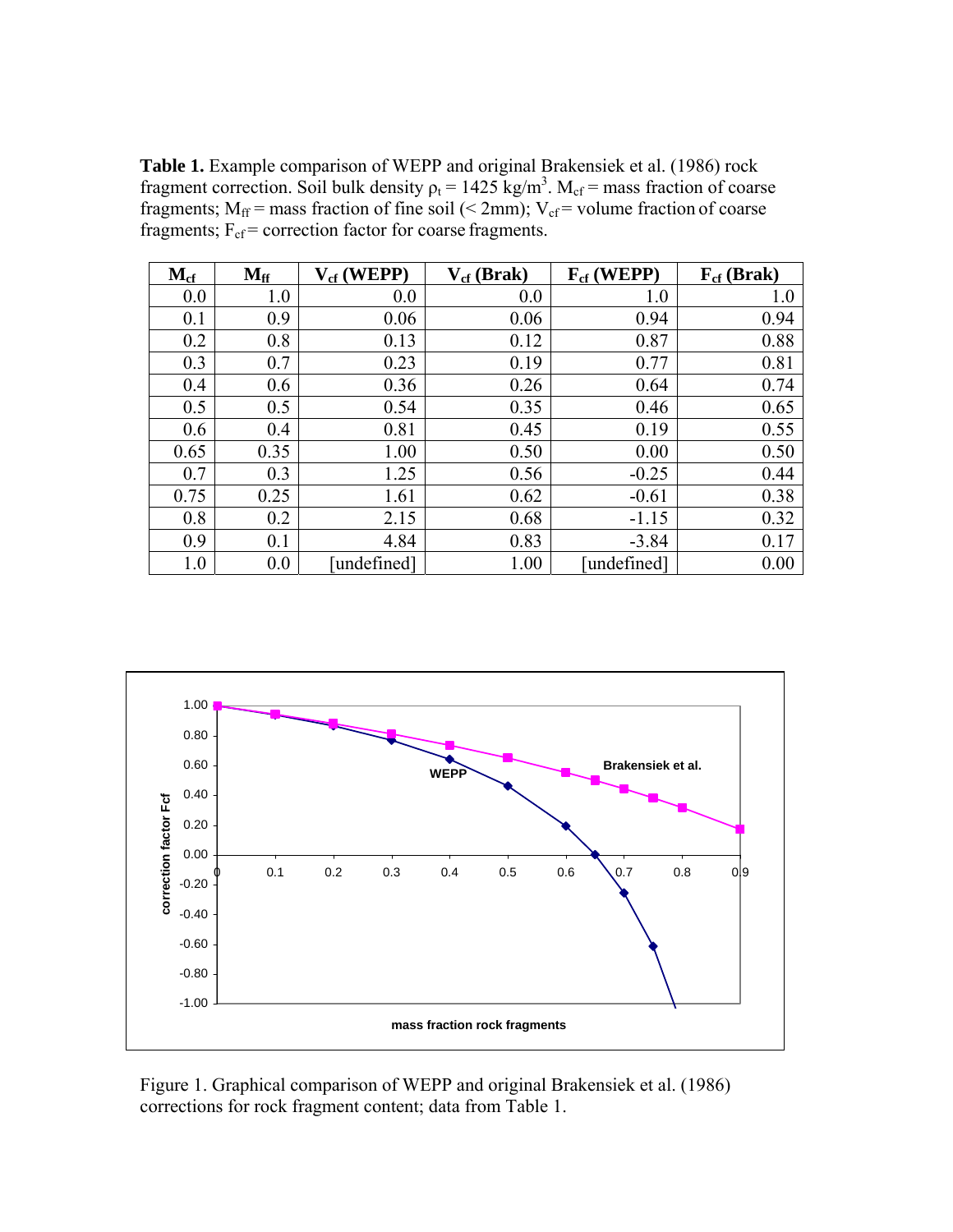**Table 1.** Example comparison of WEPP and original Brakensiek et al. (1986) rock fragment correction. Soil bulk density $\rho_t = 1425$ kg/m$^3$. $M_{cf}$ = mass fraction of coarse fragments; $M_{ff}$ = mass fraction of fine soil (< 2mm); $V_{cf}$ = volume fraction of coarse fragments; $F_{cf}$ = correction factor for coarse fragments.

| $M_{cf}$ | $M_{ff}$ | $V_{cf}$ (WEPP) | $V_{cf}$ (Brak) | $F_{cf}$ (WEPP) | $F_{cf}$ (Brak) |
|---|---|---|---|---|---|
| 0.0 | 1.0 | 0.0 | 0.0 | 1.0 | 1.0 |
| 0.1 | 0.9 | 0.06 | 0.06 | 0.94 | 0.94 |
| 0.2 | 0.8 | 0.13 | 0.12 | 0.87 | 0.88 |
| 0.3 | 0.7 | 0.23 | 0.19 | 0.77 | 0.81 |
| 0.4 | 0.6 | 0.36 | 0.26 | 0.64 | 0.74 |
| 0.5 | 0.5 | 0.54 | 0.35 | 0.46 | 0.65 |
| 0.6 | 0.4 | 0.81 | 0.45 | 0.19 | 0.55 |
| 0.65 | 0.35 | 1.00 | 0.50 | 0.00 | 0.50 |
| 0.7 | 0.3 | 1.25 | 0.56 | -0.25 | 0.44 |
| 0.75 | 0.25 | 1.61 | 0.62 | -0.61 | 0.38 |
| 0.8 | 0.2 | 2.15 | 0.68 | -1.15 | 0.32 |
| 0.9 | 0.1 | 4.84 | 0.83 | -3.84 | 0.17 |
| 1.0 | 0.0 | [undefined] | 1.00 | [undefined] | 0.00 |

correction factor Fcf

1.00
0.80
0.60
0.40
0.20
0.00
-0.20
-0.40
-0.60
-0.80
-1.00

0 0.1 0.2 0.3 0.4 0.5 0.6 0.7 0.8 0.9

mass fraction rock fragments

WEPP

Brakensiek et al.

Figure 1. Graphical comparison of WEPP and original Brakensiek et al. (1986) corrections for rock fragment content; data from Table 1.